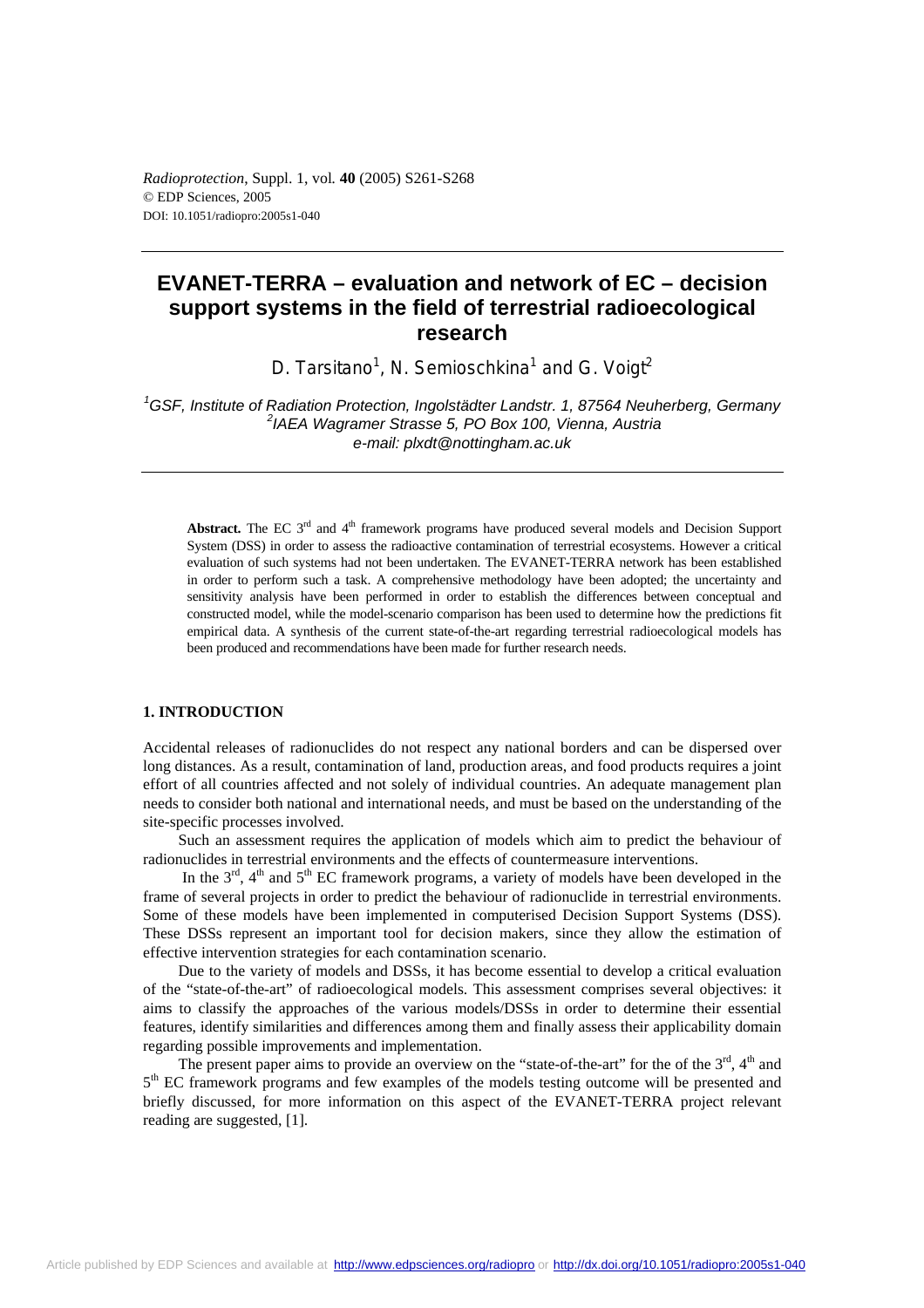# EVANET-TERRA – evaluation and network of EC – decision support systems in the field of terrestrial radioecological research

D. Tarsitano[1], N. Semioschkina[1] and G. Voigt[2]

[1]*GSF, Institute of Radiation Protection, Ingolstädter Landstr. 1, 87564 Neuherberg, Germany*
[2]*IAEA Wagramer Strasse 5, PO Box 100, Vienna, Austria*
*e-mail: plxdt@nottingham.ac.uk*

**Abstract.** The EC 3rd and 4th framework programs have produced several models and Decision Support System (DSS) in order to assess the radioactive contamination of terrestrial ecosystems. However a critical evaluation of such systems had not been undertaken. The EVANET-TERRA network has been established in order to perform such a task. A comprehensive methodology have been adopted; the uncertainty and sensitivity analysis have been performed in order to establish the differences between conceptual and constructed model, while the model-scenario comparison has been used to determine how the predictions fit empirical data. A synthesis of the current state-of-the-art regarding terrestrial radioecological models has been produced and recommendations have been made for further research needs.

## 1. INTRODUCTION

Accidental releases of radionuclides do not respect any national borders and can be dispersed over long distances. As a result, contamination of land, production areas, and food products requires a joint effort of all countries affected and not solely of individual countries. An adequate management plan needs to consider both national and international needs, and must be based on the understanding of the site-specific processes involved.

Such an assessment requires the application of models which aim to predict the behaviour of radionuclides in terrestrial environments and the effects of countermeasure interventions.

In the 3rd, 4th and 5th EC framework programs, a variety of models have been developed in the frame of several projects in order to predict the behaviour of radionuclide in terrestrial environments. Some of these models have been implemented in computerised Decision Support Systems (DSS). These DSSs represent an important tool for decision makers, since they allow the estimation of effective intervention strategies for each contamination scenario.

Due to the variety of models and DSSs, it has become essential to develop a critical evaluation of the "state-of-the-art" of radioecological models. This assessment comprises several objectives: it aims to classify the approaches of the various models/DSSs in order to determine their essential features, identify similarities and differences among them and finally assess their applicability domain regarding possible improvements and implementation.

The present paper aims to provide an overview on the "state-of-the-art" for the of the 3rd, 4th and 5th EC framework programs and few examples of the models testing outcome will be presented and briefly discussed, for more information on this aspect of the EVANET-TERRA project relevant reading are suggested, [1].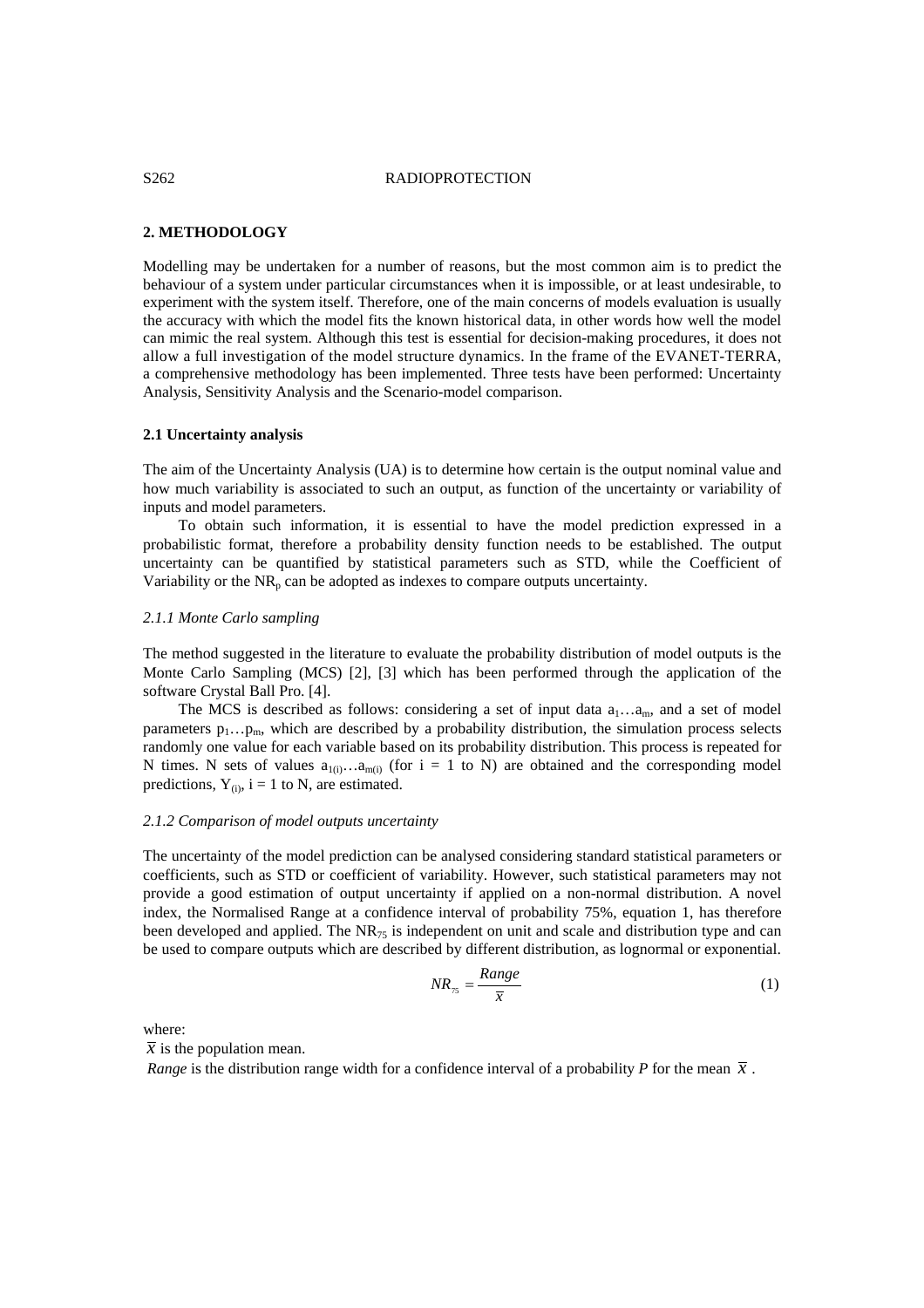## 2. METHODOLOGY

Modelling may be undertaken for a number of reasons, but the most common aim is to predict the behaviour of a system under particular circumstances when it is impossible, or at least undesirable, to experiment with the system itself. Therefore, one of the main concerns of models evaluation is usually the accuracy with which the model fits the known historical data, in other words how well the model can mimic the real system. Although this test is essential for decision-making procedures, it does not allow a full investigation of the model structure dynamics. In the frame of the EVANET-TERRA, a comprehensive methodology has been implemented. Three tests have been performed: Uncertainty Analysis, Sensitivity Analysis and the Scenario-model comparison.

### 2.1 Uncertainty analysis

The aim of the Uncertainty Analysis (UA) is to determine how certain is the output nominal value and how much variability is associated to such an output, as function of the uncertainty or variability of inputs and model parameters.

To obtain such information, it is essential to have the model prediction expressed in a probabilistic format, therefore a probability density function needs to be established. The output uncertainty can be quantified by statistical parameters such as STD, while the Coefficient of Variability or the $NR_p$ can be adopted as indexes to compare outputs uncertainty.

#### *2.1.1 Monte Carlo sampling*

The method suggested in the literature to evaluate the probability distribution of model outputs is the Monte Carlo Sampling (MCS) [2], [3] which has been performed through the application of the software Crystal Ball Pro. [4].

The MCS is described as follows: considering a set of input data $a_1 \ldots a_m$, and a set of model parameters $p_1 \ldots p_m$, which are described by a probability distribution, the simulation process selects randomly one value for each variable based on its probability distribution. This process is repeated for N times. N sets of values $a_{1(i)} \ldots a_{m(i)}$ (for i = 1 to N) are obtained and the corresponding model predictions, $Y_{(i)}$, i = 1 to N, are estimated.

#### *2.1.2 Comparison of model outputs uncertainty*

The uncertainty of the model prediction can be analysed considering standard statistical parameters or coefficients, such as STD or coefficient of variability. However, such statistical parameters may not provide a good estimation of output uncertainty if applied on a non-normal distribution. A novel index, the Normalised Range at a confidence interval of probability 75%, equation 1, has therefore been developed and applied. The $NR_{75}$ is independent on unit and scale and distribution type and can be used to compare outputs which are described by different distribution, as lognormal or exponential.

$$NR_{75} = \frac{Range}{\overline{x}} \tag{1}$$

where:

$\overline{x}$ is the population mean.

*Range* is the distribution range width for a confidence interval of a probability *P* for the mean $\overline{x}$.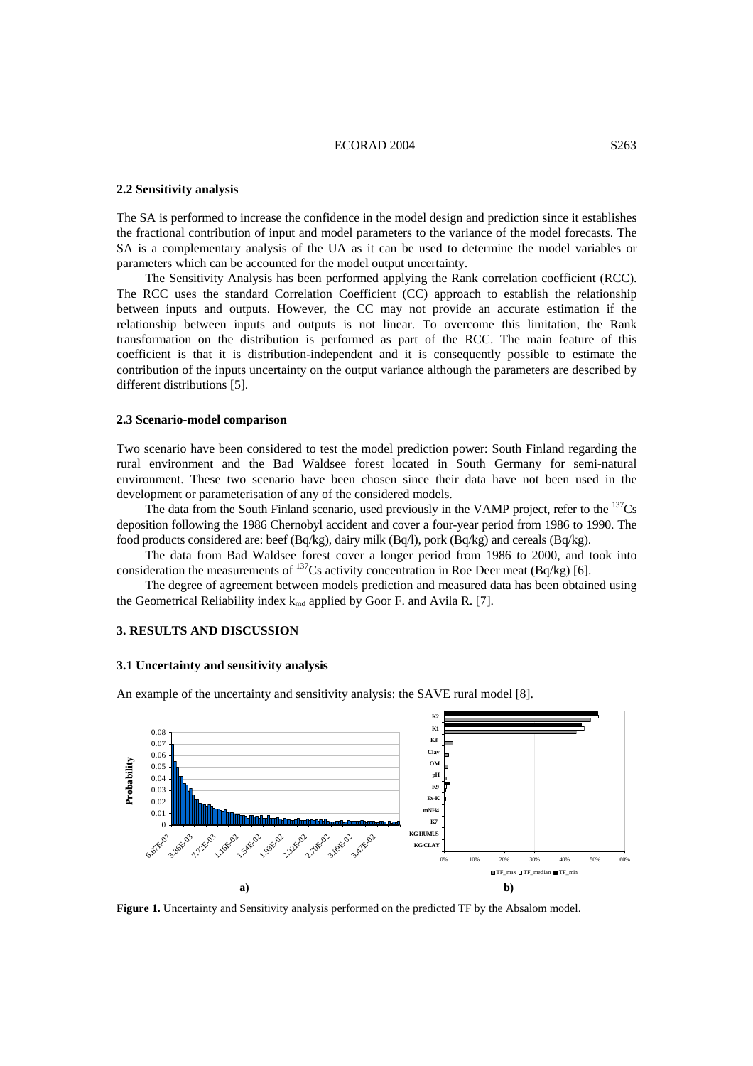### 2.2 Sensitivity analysis

The SA is performed to increase the confidence in the model design and prediction since it establishes the fractional contribution of input and model parameters to the variance of the model forecasts. The SA is a complementary analysis of the UA as it can be used to determine the model variables or parameters which can be accounted for the model output uncertainty.

The Sensitivity Analysis has been performed applying the Rank correlation coefficient (RCC). The RCC uses the standard Correlation Coefficient (CC) approach to establish the relationship between inputs and outputs. However, the CC may not provide an accurate estimation if the relationship between inputs and outputs is not linear. To overcome this limitation, the Rank transformation on the distribution is performed as part of the RCC. The main feature of this coefficient is that it is distribution-independent and it is consequently possible to estimate the contribution of the inputs uncertainty on the output variance although the parameters are described by different distributions [5].

### 2.3 Scenario-model comparison

Two scenario have been considered to test the model prediction power: South Finland regarding the rural environment and the Bad Waldsee forest located in South Germany for semi-natural environment. These two scenario have been chosen since their data have not been used in the development or parameterisation of any of the considered models.

The data from the South Finland scenario, used previously in the VAMP project, refer to the $^{137}Cs$ deposition following the 1986 Chernobyl accident and cover a four-year period from 1986 to 1990. The food products considered are: beef (Bq/kg), dairy milk (Bq/l), pork (Bq/kg) and cereals (Bq/kg).

The data from Bad Waldsee forest cover a longer period from 1986 to 2000, and took into consideration the measurements of $^{137}Cs$ activity concentration in Roe Deer meat (Bq/kg) [6].

The degree of agreement between models prediction and measured data has been obtained using the Geometrical Reliability index $k_{md}$ applied by Goor F. and Avila R. [7].

## 3. RESULTS AND DISCUSSION

### 3.1 Uncertainty and sensitivity analysis

An example of the uncertainty and sensitivity analysis: the SAVE rural model [8].

**Figure 1.** Uncertainty and Sensitivity analysis performed on the predicted TF by the Absalom model.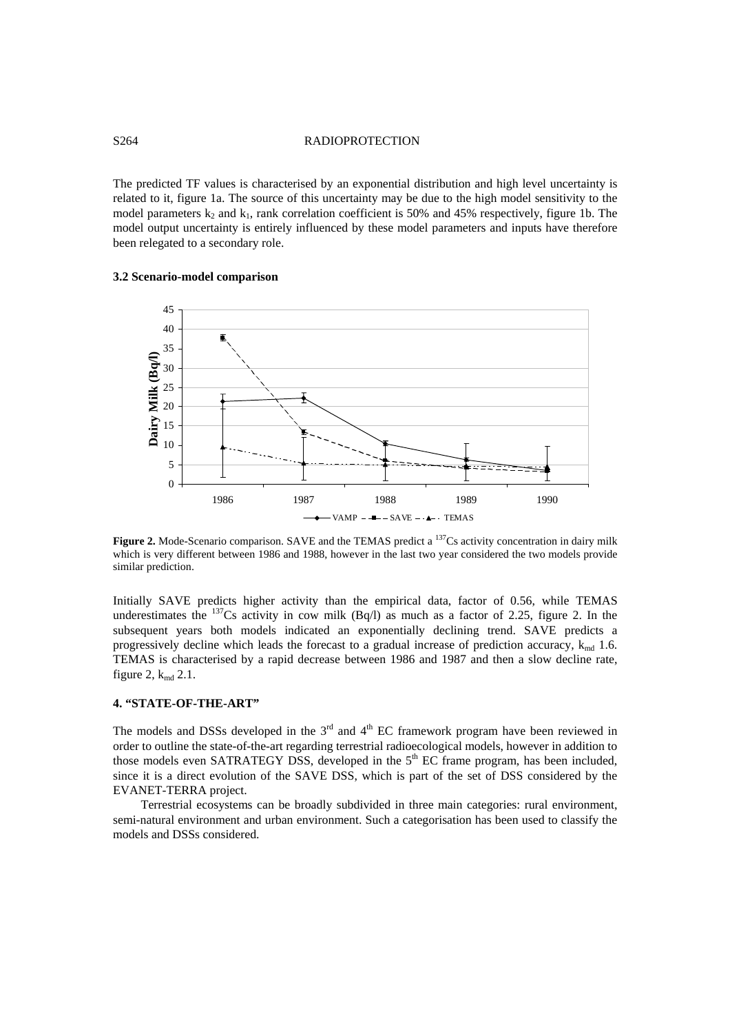The predicted TF values is characterised by an exponential distribution and high level uncertainty is related to it, figure 1a. The source of this uncertainty may be due to the high model sensitivity to the model parameters $k_2$ and $k_1$, rank correlation coefficient is 50% and 45% respectively, figure 1b. The model output uncertainty is entirely influenced by these model parameters and inputs have therefore been relegated to a secondary role.

### 3.2 Scenario-model comparison

**Figure 2.** Mode-Scenario comparison. SAVE and the TEMAS predict a $^{137}Cs$ activity concentration in dairy milk which is very different between 1986 and 1988, however in the last two year considered the two models provide similar prediction.

Initially SAVE predicts higher activity than the empirical data, factor of 0.56, while TEMAS underestimates the $^{137}Cs$ activity in cow milk (Bq/l) as much as a factor of 2.25, figure 2. In the subsequent years both models indicated an exponentially declining trend. SAVE predicts a progressively decline which leads the forecast to a gradual increase of prediction accuracy, $k_{md}$ 1.6. TEMAS is characterised by a rapid decrease between 1986 and 1987 and then a slow decline rate, figure 2, $k_{md}$ 2.1.

## 4. "STATE-OF-THE-ART"

The models and DSSs developed in the 3rd and 4th EC framework program have been reviewed in order to outline the state-of-the-art regarding terrestrial radioecological models, however in addition to those models even SATRATEGY DSS, developed in the 5th EC frame program, has been included, since it is a direct evolution of the SAVE DSS, which is part of the set of DSS considered by the EVANET-TERRA project.

Terrestrial ecosystems can be broadly subdivided in three main categories: rural environment, semi-natural environment and urban environment. Such a categorisation has been used to classify the models and DSSs considered.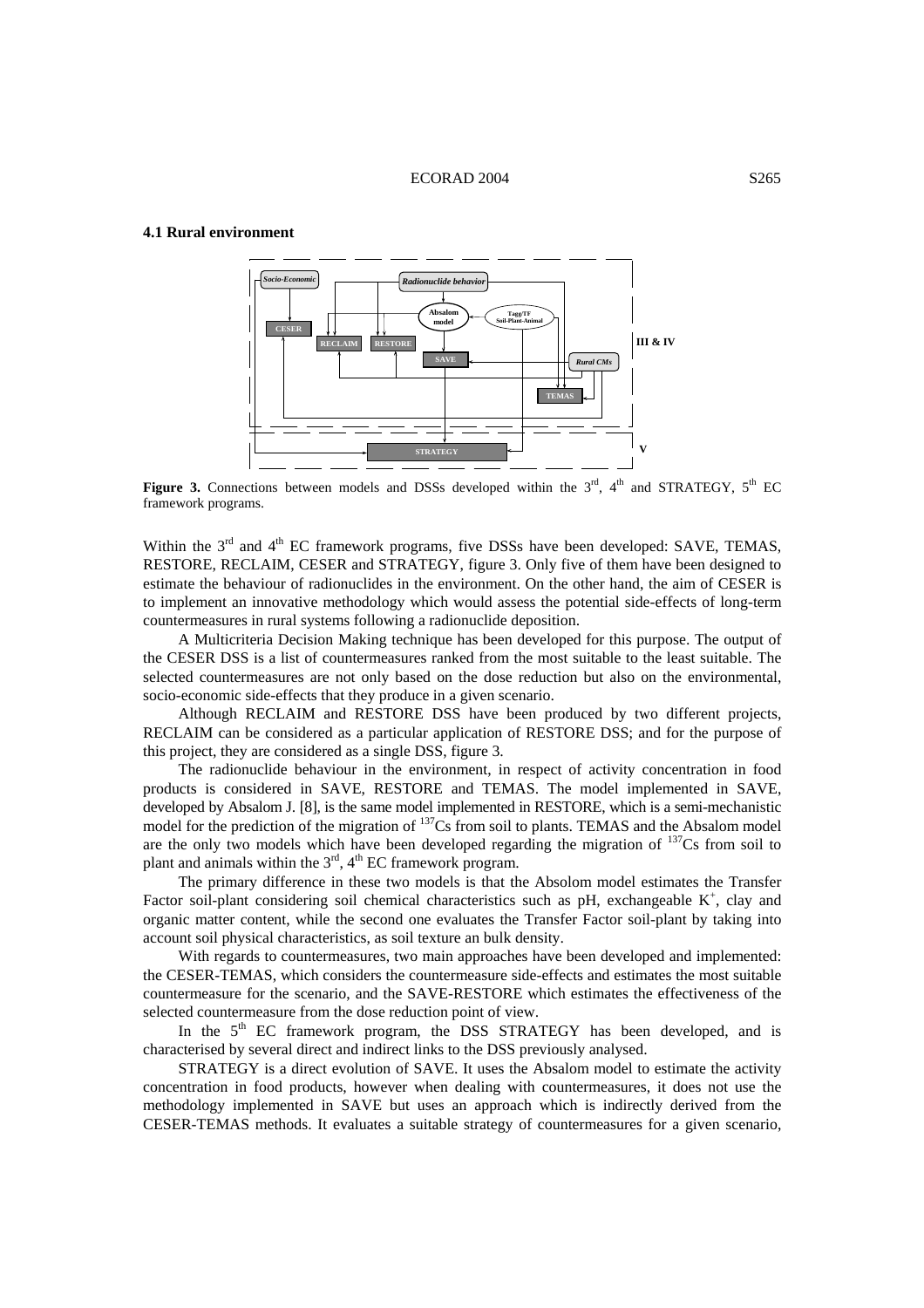### 4.1 Rural environment

**Figure 3.** Connections between models and DSSs developed within the 3rd, 4th and STRATEGY, 5th EC framework programs.

Within the 3rd and 4th EC framework programs, five DSSs have been developed: SAVE, TEMAS, RESTORE, RECLAIM, CESER and STRATEGY, figure 3. Only five of them have been designed to estimate the behaviour of radionuclides in the environment. On the other hand, the aim of CESER is to implement an innovative methodology which would assess the potential side-effects of long-term countermeasures in rural systems following a radionuclide deposition.

A Multicriteria Decision Making technique has been developed for this purpose. The output of the CESER DSS is a list of countermeasures ranked from the most suitable to the least suitable. The selected countermeasures are not only based on the dose reduction but also on the environmental, socio-economic side-effects that they produce in a given scenario.

Although RECLAIM and RESTORE DSS have been produced by two different projects, RECLAIM can be considered as a particular application of RESTORE DSS; and for the purpose of this project, they are considered as a single DSS, figure 3.

The radionuclide behaviour in the environment, in respect of activity concentration in food products is considered in SAVE, RESTORE and TEMAS. The model implemented in SAVE, developed by Absalom J. [8], is the same model implemented in RESTORE, which is a semi-mechanistic model for the prediction of the migration of $^{137}$Cs from soil to plants. TEMAS and the Absalom model are the only two models which have been developed regarding the migration of $^{137}$Cs from soil to plant and animals within the 3rd, 4th EC framework program.

The primary difference in these two models is that the Absolom model estimates the Transfer Factor soil-plant considering soil chemical characteristics such as pH, exchangeable $K^+$, clay and organic matter content, while the second one evaluates the Transfer Factor soil-plant by taking into account soil physical characteristics, as soil texture an bulk density.

With regards to countermeasures, two main approaches have been developed and implemented: the CESER-TEMAS, which considers the countermeasure side-effects and estimates the most suitable countermeasure for the scenario, and the SAVE-RESTORE which estimates the effectiveness of the selected countermeasure from the dose reduction point of view.

In the 5th EC framework program, the DSS STRATEGY has been developed, and is characterised by several direct and indirect links to the DSS previously analysed.

STRATEGY is a direct evolution of SAVE. It uses the Absalom model to estimate the activity concentration in food products, however when dealing with countermeasures, it does not use the methodology implemented in SAVE but uses an approach which is indirectly derived from the CESER-TEMAS methods. It evaluates a suitable strategy of countermeasures for a given scenario,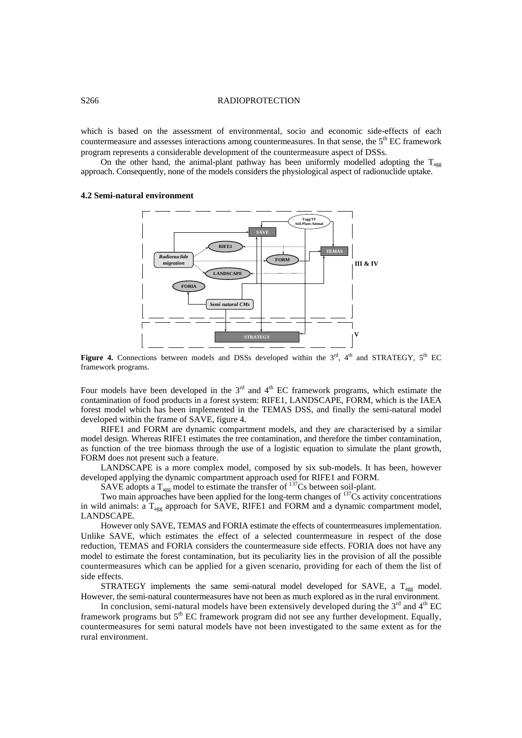which is based on the assessment of environmental, socio and economic side-effects of each countermeasure and assesses interactions among countermeasures. In that sense, the 5th EC framework program represents a considerable development of the countermeasure aspect of DSSs.

On the other hand, the animal-plant pathway has been uniformly modelled adopting the $T_{agg}$ approach. Consequently, none of the models considers the physiological aspect of radionuclide uptake.

### 4.2 Semi-natural environment

**Figure 4.** Connections between models and DSSs developed within the 3rd, 4th and STRATEGY, 5th EC framework programs.

Four models have been developed in the 3rd and 4th EC framework programs, which estimate the contamination of food products in a forest system: RIFE1, LANDSCAPE, FORM, which is the IAEA forest model which has been implemented in the TEMAS DSS, and finally the semi-natural model developed within the frame of SAVE, figure 4.

RIFE1 and FORM are dynamic compartment models, and they are characterised by a similar model design. Whereas RIFE1 estimates the tree contamination, and therefore the timber contamination, as function of the tree biomass through the use of a logistic equation to simulate the plant growth, FORM does not present such a feature.

LANDSCAPE is a more complex model, composed by six sub-models. It has been, however developed applying the dynamic compartment approach used for RIFE1 and FORM.

SAVE adopts a $T_{agg}$ model to estimate the transfer of $^{137}Cs$ between soil-plant.

Two main approaches have been applied for the long-term changes of $^{137}Cs$ activity concentrations in wild animals: a $T_{agg}$ approach for SAVE, RIFE1 and FORM and a dynamic compartment model, LANDSCAPE.

However only SAVE, TEMAS and FORIA estimate the effects of countermeasures implementation. Unlike SAVE, which estimates the effect of a selected countermeasure in respect of the dose reduction, TEMAS and FORIA considers the countermeasure side effects. FORIA does not have any model to estimate the forest contamination, but its peculiarity lies in the provision of all the possible countermeasures which can be applied for a given scenario, providing for each of them the list of side effects.

STRATEGY implements the same semi-natural model developed for SAVE, a $T_{agg}$ model. However, the semi-natural countermeasures have not been as much explored as in the rural environment.

In conclusion, semi-natural models have been extensively developed during the 3rd and 4th EC framework programs but 5th EC framework program did not see any further development. Equally, countermeasures for semi natural models have not been investigated to the same extent as for the rural environment.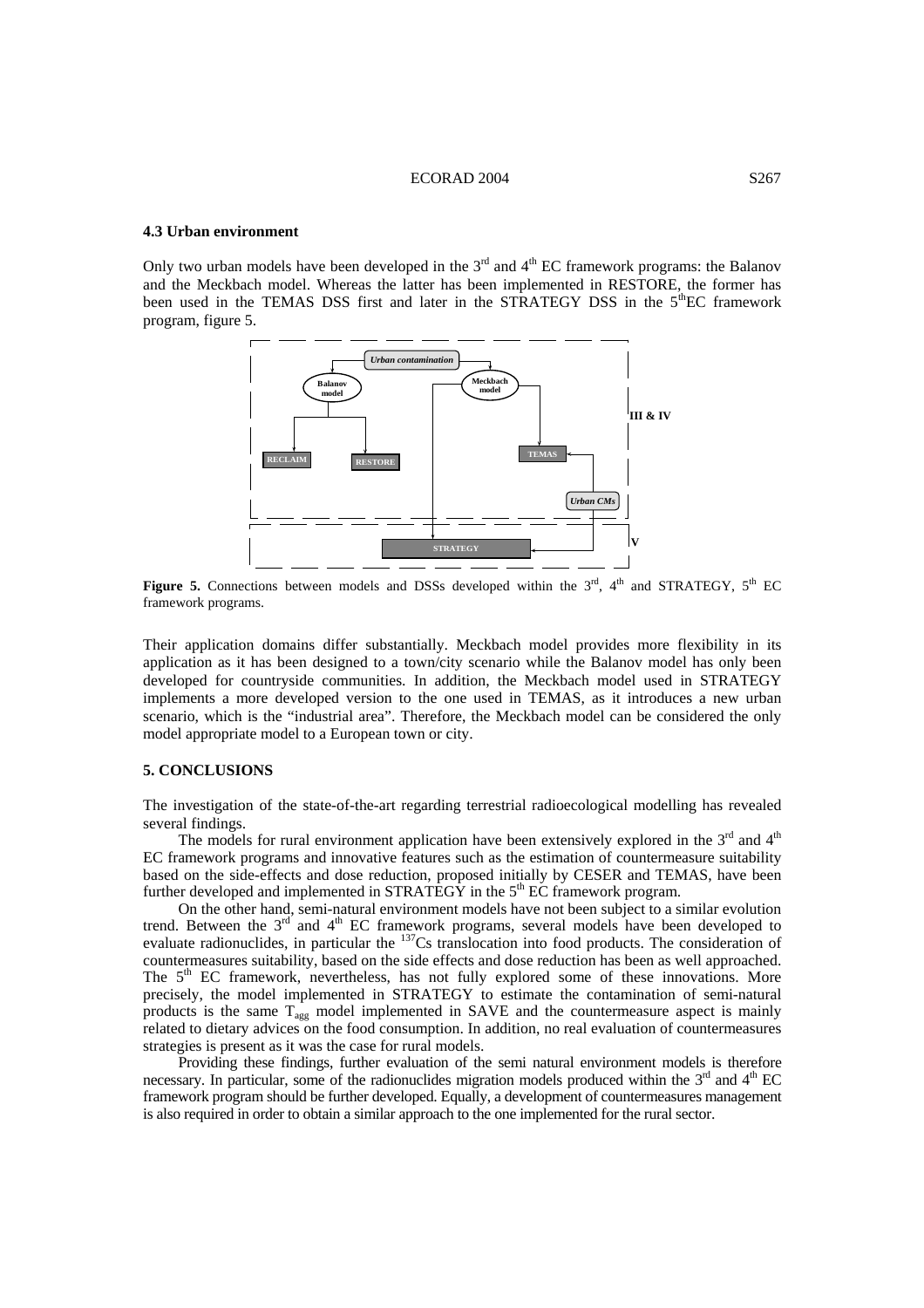### 4.3 Urban environment

Only two urban models have been developed in the 3rd and 4th EC framework programs: the Balanov and the Meckbach model. Whereas the latter has been implemented in RESTORE, the former has been used in the TEMAS DSS first and later in the STRATEGY DSS in the 5thEC framework program, figure 5.

**Figure 5.** Connections between models and DSSs developed within the 3rd, 4th and STRATEGY, 5th EC framework programs.

Their application domains differ substantially. Meckbach model provides more flexibility in its application as it has been designed to a town/city scenario while the Balanov model has only been developed for countryside communities. In addition, the Meckbach model used in STRATEGY implements a more developed version to the one used in TEMAS, as it introduces a new urban scenario, which is the "industrial area". Therefore, the Meckbach model can be considered the only model appropriate model to a European town or city.

## 5. CONCLUSIONS

The investigation of the state-of-the-art regarding terrestrial radioecological modelling has revealed several findings.

The models for rural environment application have been extensively explored in the 3rd and 4th EC framework programs and innovative features such as the estimation of countermeasure suitability based on the side-effects and dose reduction, proposed initially by CESER and TEMAS, have been further developed and implemented in STRATEGY in the 5th EC framework program.

On the other hand, semi-natural environment models have not been subject to a similar evolution trend. Between the 3rd and 4th EC framework programs, several models have been developed to evaluate radionuclides, in particular the $^{137}Cs$ translocation into food products. The consideration of countermeasures suitability, based on the side effects and dose reduction has been as well approached. The 5th EC framework, nevertheless, has not fully explored some of these innovations. More precisely, the model implemented in STRATEGY to estimate the contamination of semi-natural products is the same $T_{agg}$ model implemented in SAVE and the countermeasure aspect is mainly related to dietary advices on the food consumption. In addition, no real evaluation of countermeasures strategies is present as it was the case for rural models.

Providing these findings, further evaluation of the semi natural environment models is therefore necessary. In particular, some of the radionuclides migration models produced within the 3rd and 4th EC framework program should be further developed. Equally, a development of countermeasures management is also required in order to obtain a similar approach to the one implemented for the rural sector.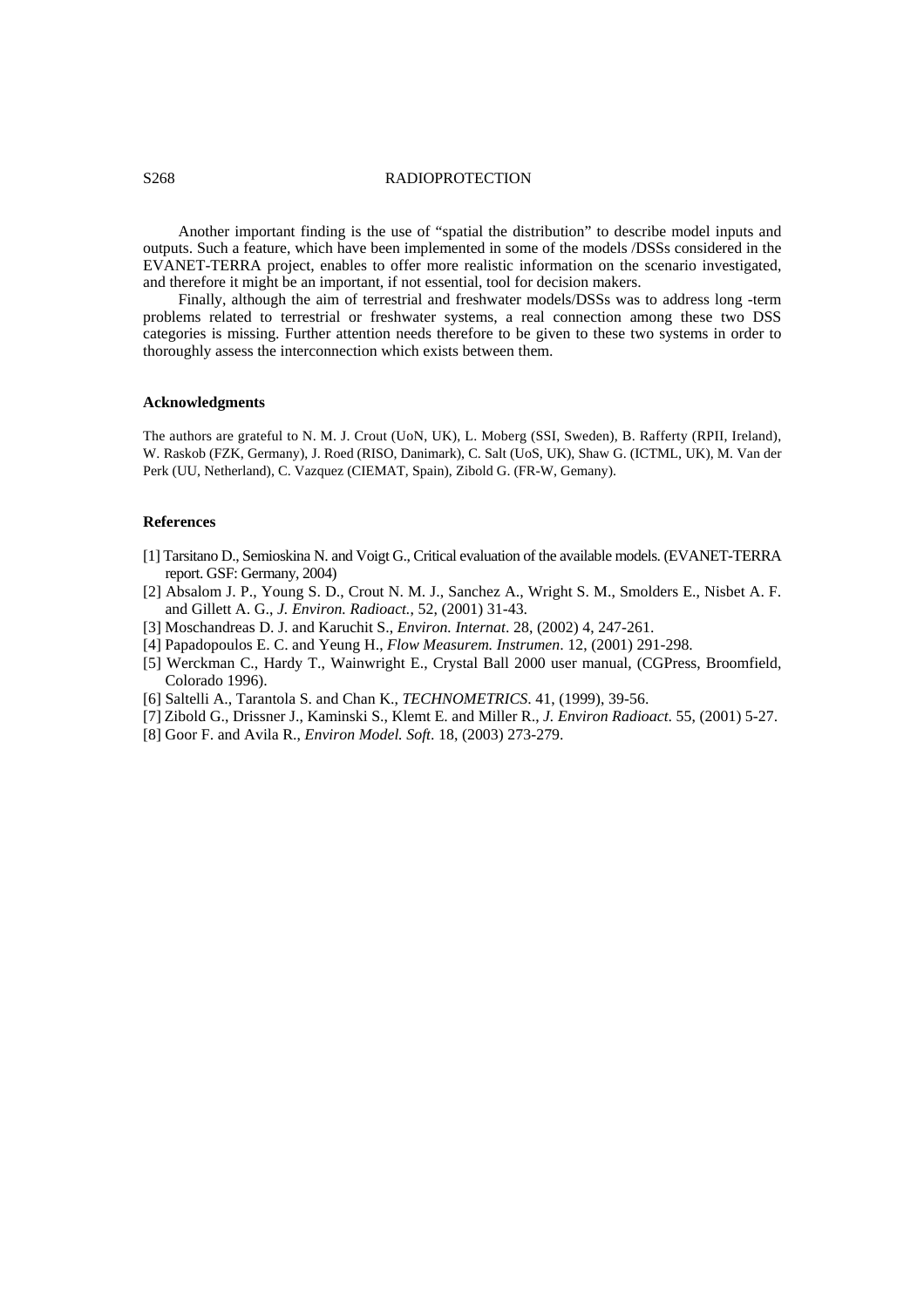Another important finding is the use of "spatial the distribution" to describe model inputs and outputs. Such a feature, which have been implemented in some of the models /DSSs considered in the EVANET-TERRA project, enables to offer more realistic information on the scenario investigated, and therefore it might be an important, if not essential, tool for decision makers.

Finally, although the aim of terrestrial and freshwater models/DSSs was to address long -term problems related to terrestrial or freshwater systems, a real connection among these two DSS categories is missing. Further attention needs therefore to be given to these two systems in order to thoroughly assess the interconnection which exists between them.

### Acknowledgments

The authors are grateful to N. M. J. Crout (UoN, UK), L. Moberg (SSI, Sweden), B. Rafferty (RPII, Ireland), W. Raskob (FZK, Germany), J. Roed (RISO, Danimark), C. Salt (UoS, UK), Shaw G. (ICTML, UK), M. Van der Perk (UU, Netherland), C. Vazquez (CIEMAT, Spain), Zibold G. (FR-W, Gemany).

### References

[1] Tarsitano D., Semioskina N. and Voigt G., Critical evaluation of the available models. (EVANET-TERRA report. GSF: Germany, 2004)

[2] Absalom J. P., Young S. D., Crout N. M. J., Sanchez A., Wright S. M., Smolders E., Nisbet A. F. and Gillett A. G., *J. Environ. Radioact.*, 52, (2001) 31-43.

[3] Moschandreas D. J. and Karuchit S., *Environ. Internat*. 28, (2002) 4, 247-261.

[4] Papadopoulos E. C. and Yeung H., *Flow Measurem. Instrumen*. 12, (2001) 291-298.

[5] Werckman C., Hardy T., Wainwright E., Crystal Ball 2000 user manual, (CGPress, Broomfield, Colorado 1996).

[6] Saltelli A., Tarantola S. and Chan K., *TECHNOMETRICS*. 41, (1999), 39-56.

[7] Zibold G., Drissner J., Kaminski S., Klemt E. and Miller R., *J. Environ Radioact*. 55, (2001) 5-27.

[8] Goor F. and Avila R., *Environ Model. Soft*. 18, (2003) 273-279.